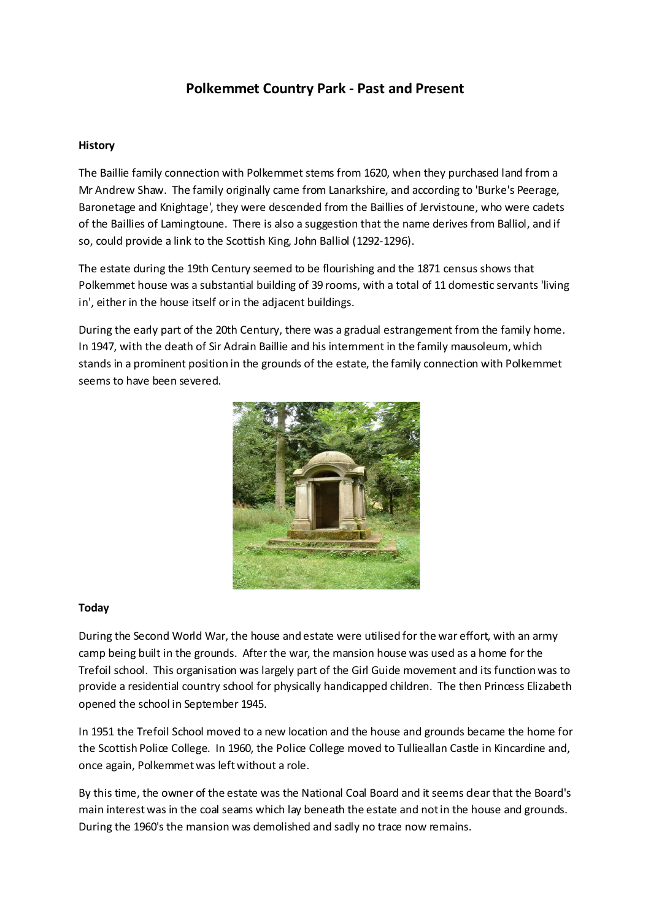# Polkemmet Country Park - Past and Present

## History

The Baillie family connection with Polkemmet stems from 1620, when they purchased land from a Mr Andrew Shaw. The family originally came from Lanarkshire, and according to 'Burke's Peerage, Baronetage and Knightage', they were descended from the Baillies of Jervistoune, who were cadets of the Baillies of Lamingtoune. There is also a suggestion that the name derives from Balliol, and if so, could provide a link to the Scottish King, John Balliol (1292-1296).

The estate during the 19th Century seemed to be flourishing and the 1871 census shows that Polkemmet house was a substantial building of 39 rooms, with a total of 11 domestic servants 'living in', either in the house itself or in the adjacent buildings.

During the early part of the 20th Century, there was a gradual estrangement from the family home. In 1947, with the death of Sir Adrain Baillie and his internment in the family mausoleum, which stands in a prominent position in the grounds of the estate, the family connection with Polkemmet seems to have been severed.

## Today

During the Second World War, the house and estate were utilised for the war effort, with an army camp being built in the grounds. After the war, the mansion house was used as a home for the Trefoil school. This organisation was largely part of the Girl Guide movement and its function was to provide a residential country school for physically handicapped children. The then Princess Elizabeth opened the school in September 1945.

In 1951 the Trefoil School moved to a new location and the house and grounds became the home for the Scottish Police College. In 1960, the Police College moved to Tullieallan Castle in Kincardine and, once again, Polkemmet was left without a role.

By this time, the owner of the estate was the National Coal Board and it seems clear that the Board's main interest was in the coal seams which lay beneath the estate and not in the house and grounds. During the 1960's the mansion was demolished and sadly no trace now remains.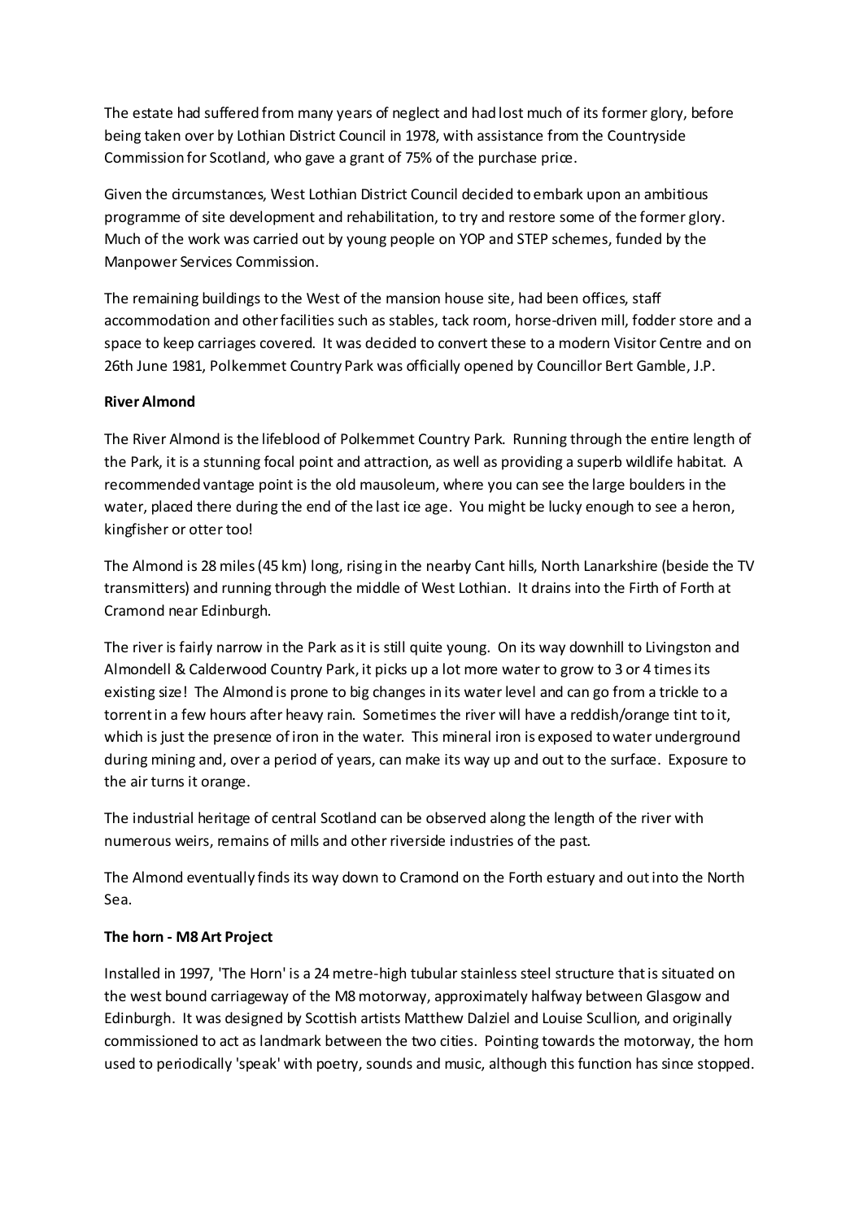The estate had suffered from many years of neglect and had lost much of its former glory, before being taken over by Lothian District Council in 1978, with assistance from the Countryside Commission for Scotland, who gave a grant of 75% of the purchase price.

Given the circumstances, West Lothian District Council decided to embark upon an ambitious programme of site development and rehabilitation, to try and restore some of the former glory. Much of the work was carried out by young people on YOP and STEP schemes, funded by the Manpower Services Commission.

The remaining buildings to the West of the mansion house site, had been offices, staff accommodation and other facilities such as stables, tack room, horse-driven mill, fodder store and a space to keep carriages covered. It was decided to convert these to a modern Visitor Centre and on 26th June 1981, Polkemmet Country Park was officially opened by Councillor Bert Gamble, J.P.

**River Almond**

The River Almond is the lifeblood of Polkemmet Country Park. Running through the entire length of the Park, it is a stunning focal point and attraction, as well as providing a superb wildlife habitat. A recommended vantage point is the old mausoleum, where you can see the large boulders in the water, placed there during the end of the last ice age. You might be lucky enough to see a heron, kingfisher or otter too!

The Almond is 28 miles (45 km) long, rising in the nearby Cant hills, North Lanarkshire (beside the TV transmitters) and running through the middle of West Lothian. It drains into the Firth of Forth at Cramond near Edinburgh.

The river is fairly narrow in the Park as it is still quite young. On its way downhill to Livingston and Almondell & Calderwood Country Park, it picks up a lot more water to grow to 3 or 4 times its existing size! The Almond is prone to big changes in its water level and can go from a trickle to a torrent in a few hours after heavy rain. Sometimes the river will have a reddish/orange tint to it, which is just the presence of iron in the water. This mineral iron is exposed to water underground during mining and, over a period of years, can make its way up and out to the surface. Exposure to the air turns it orange.

The industrial heritage of central Scotland can be observed along the length of the river with numerous weirs, remains of mills and other riverside industries of the past.

The Almond eventually finds its way down to Cramond on the Forth estuary and out into the North Sea.

**The horn - M8 Art Project**

Installed in 1997, 'The Horn' is a 24 metre-high tubular stainless steel structure that is situated on the west bound carriageway of the M8 motorway, approximately halfway between Glasgow and Edinburgh. It was designed by Scottish artists Matthew Dalziel and Louise Scullion, and originally commissioned to act as landmark between the two cities. Pointing towards the motorway, the horn used to periodically 'speak' with poetry, sounds and music, although this function has since stopped.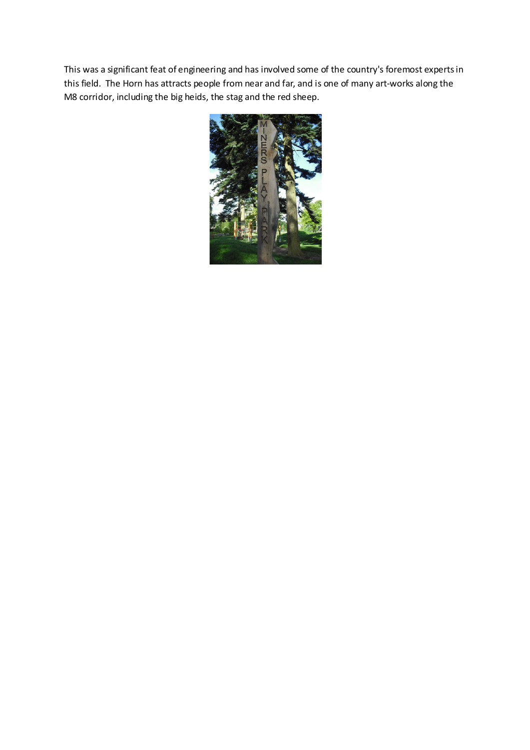This was a significant feat of engineering and has involved some of the country's foremost experts in this field. The Horn has attracts people from near and far, and is one of many art-works along the M8 corridor, including the big heids, the stag and the red sheep.